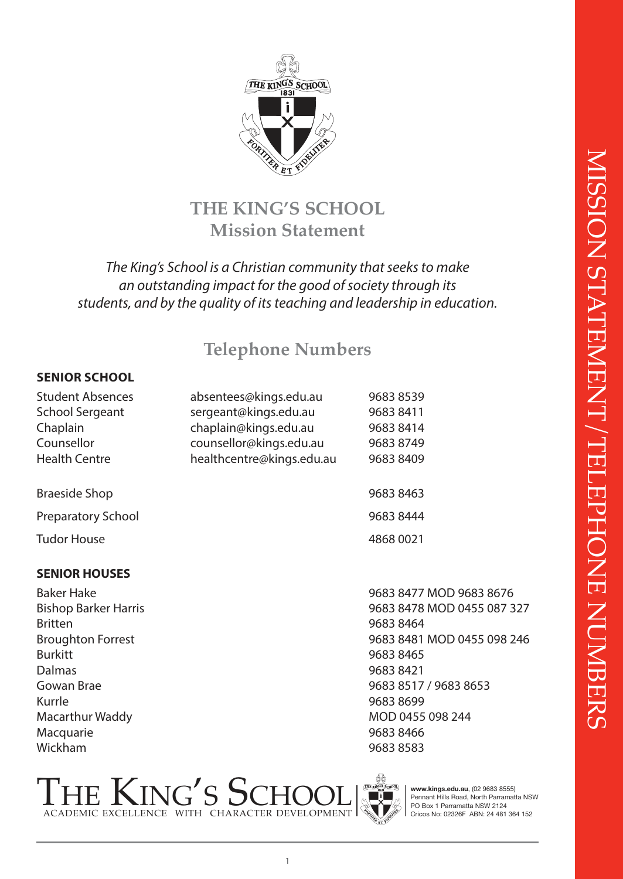# THE KING'S SCHOOL
## Mission Statement

*The King's School is a Christian community that seeks to make an outstanding impact for the good of society through its students, and by the quality of its teaching and leadership in education.*

## Telephone Numbers

### SENIOR SCHOOL

| | | |
|---|---|---|
| Student Absences | absentees@kings.edu.au | 9683 8539 |
| School Sergeant | sergeant@kings.edu.au | 9683 8411 |
| Chaplain | chaplain@kings.edu.au | 9683 8414 |
| Counsellor | counsellor@kings.edu.au | 9683 8749 |
| Health Centre | healthcentre@kings.edu.au | 9683 8409 |
| Braeside Shop | | 9683 8463 |
| Preparatory School | | 9683 8444 |
| Tudor House | | 4868 0021 |

### SENIOR HOUSES

| | |
|---|---|
| Baker Hake | 9683 8477 MOD 9683 8676 |
| Bishop Barker Harris | 9683 8478 MOD 0455 087 327 |
| Britten | 9683 8464 |
| Broughton Forrest | 9683 8481 MOD 0455 098 246 |
| Burkitt | 9683 8465 |
| Dalmas | 9683 8421 |
| Gowan Brae | 9683 8517 / 9683 8653 |
| Kurrle | 9683 8699 |
| Macarthur Waddy | MOD 0455 098 244 |
| Macquarie | 9683 8466 |
| Wickham | 9683 8583 |

THE KING'S SCHOOL
ACADEMIC EXCELLENCE WITH CHARACTER DEVELOPMENT

**www.kings.edu.au**, (02 9683 8555)
Pennant Hills Road, North Parramatta NSW
PO Box 1 Parramatta NSW 2124
Cricos No: 02326F ABN: 24 481 364 152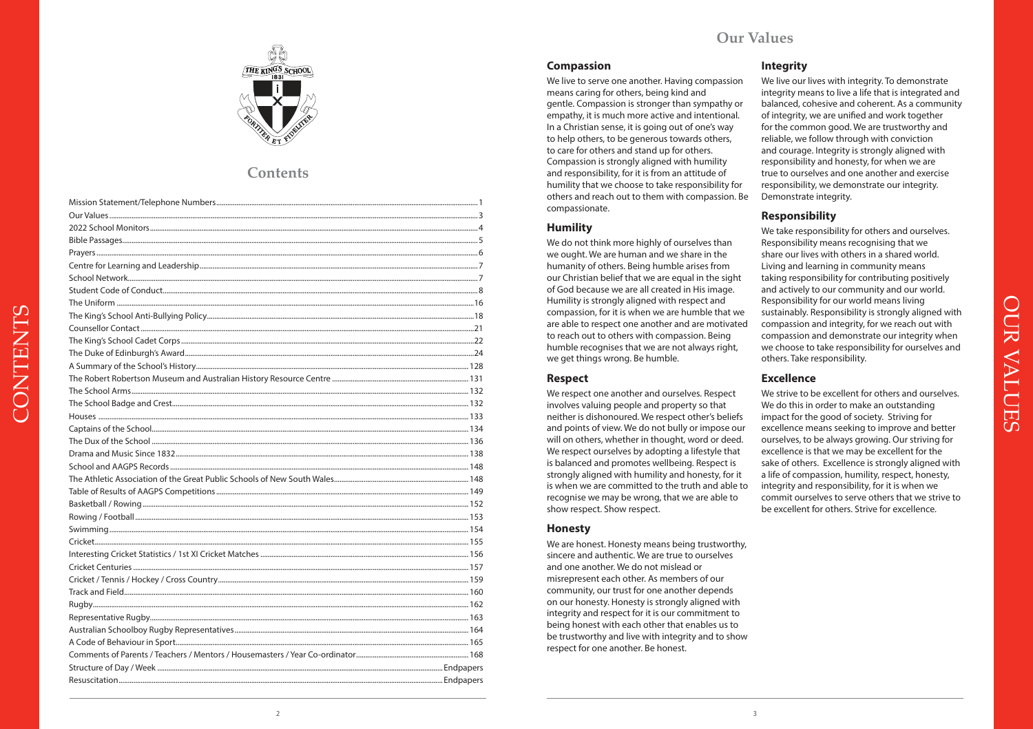# Contents

| | |
|---|---|
| Mission Statement/Telephone Numbers | 1 |
| Our Values | 3 |
| 2022 School Monitors | 4 |
| Bible Passages | 5 |
| Prayers | 6 |
| Centre for Learning and Leadership | 7 |
| School Network | 7 |
| Student Code of Conduct | 8 |
| The Uniform | 16 |
| The King's School Anti-Bullying Policy | 18 |
| Counsellor Contact | 21 |
| The King's School Cadet Corps | 22 |
| The Duke of Edinburgh's Award | 24 |
| A Summary of the School's History | 128 |
| The Robert Robertson Museum and Australian History Resource Centre | 131 |
| The School Arms | 132 |
| The School Badge and Crest | 132 |
| Houses | 133 |
| Captains of the School | 134 |
| The Dux of the School | 136 |
| Drama and Music Since 1832 | 138 |
| School and AAGPS Records | 148 |
| The Athletic Association of the Great Public Schools of New South Wales | 148 |
| Table of Results of AAGPS Competitions | 149 |
| Basketball / Rowing | 152 |
| Rowing / Football | 153 |
| Swimming | 154 |
| Cricket | 155 |
| Interesting Cricket Statistics / 1st XI Cricket Matches | 156 |
| Cricket Centuries | 157 |
| Cricket / Tennis / Hockey / Cross Country | 159 |
| Track and Field | 160 |
| Rugby | 162 |
| Representative Rugby | 163 |
| Australian Schoolboy Rugby Representatives | 164 |
| A Code of Behaviour in Sport | 165 |
| Comments of Parents / Teachers / Mentors / Housemasters / Year Co-ordinator | 168 |
| Structure of Day / Week | Endpapers |
| Resuscitation | Endpapers |

# Our Values

## Compassion

We live to serve one another. Having compassion means caring for others, being kind and gentle. Compassion is stronger than sympathy or empathy, it is much more active and intentional. In a Christian sense, it is going out of one's way to help others, to be generous towards others, to care for others and stand up for others. Compassion is strongly aligned with humility and responsibility, for it is from an attitude of humility that we choose to take responsibility for others and reach out to them with compassion. Be compassionate.

## Humility

We do not think more highly of ourselves than we ought. We are human and we share in the humanity of others. Being humble arises from our Christian belief that we are equal in the sight of God because we are all created in His image. Humility is strongly aligned with respect and compassion, for it is when we are humble that we are able to respect one another and are motivated to reach out to others with compassion. Being humble recognises that we are not always right, we get things wrong. Be humble.

## Respect

We respect one another and ourselves. Respect involves valuing people and property so that neither is dishonoured. We respect other's beliefs and points of view. We do not bully or impose our will on others, whether in thought, word or deed. We respect ourselves by adopting a lifestyle that is balanced and promotes wellbeing. Respect is strongly aligned with humility and honesty, for it is when we are committed to the truth and able to recognise we may be wrong, that we are able to show respect. Show respect.

## Honesty

We are honest. Honesty means being trustworthy, sincere and authentic. We are true to ourselves and one another. We do not mislead or misrepresent each other. As members of our community, our trust for one another depends on our honesty. Honesty is strongly aligned with integrity and respect for it is our commitment to being honest with each other that enables us to be trustworthy and live with integrity and to show respect for one another. Be honest.

## Integrity

We live our lives with integrity. To demonstrate integrity means to live a life that is integrated and balanced, cohesive and coherent. As a community of integrity, we are unified and work together for the common good. We are trustworthy and reliable, we follow through with conviction and courage. Integrity is strongly aligned with responsibility and honesty, for when we are true to ourselves and one another and exercise responsibility, we demonstrate our integrity. Demonstrate integrity.

## Responsibility

We take responsibility for others and ourselves. Responsibility means recognising that we share our lives with others in a shared world. Living and learning in community means taking responsibility for contributing positively and actively to our community and our world. Responsibility for our world means living sustainably. Responsibility is strongly aligned with compassion and integrity, for we reach out with compassion and demonstrate our integrity when we choose to take responsibility for ourselves and others. Take responsibility.

## Excellence

We strive to be excellent for others and ourselves. We do this in order to make an outstanding impact for the good of society. Striving for excellence means seeking to improve and better ourselves, to be always growing. Our striving for excellence is that we may be excellent for the sake of others. Excellence is strongly aligned with a life of compassion, humility, respect, honesty, integrity and responsibility, for it is when we commit ourselves to serve others that we strive to be excellent for others. Strive for excellence.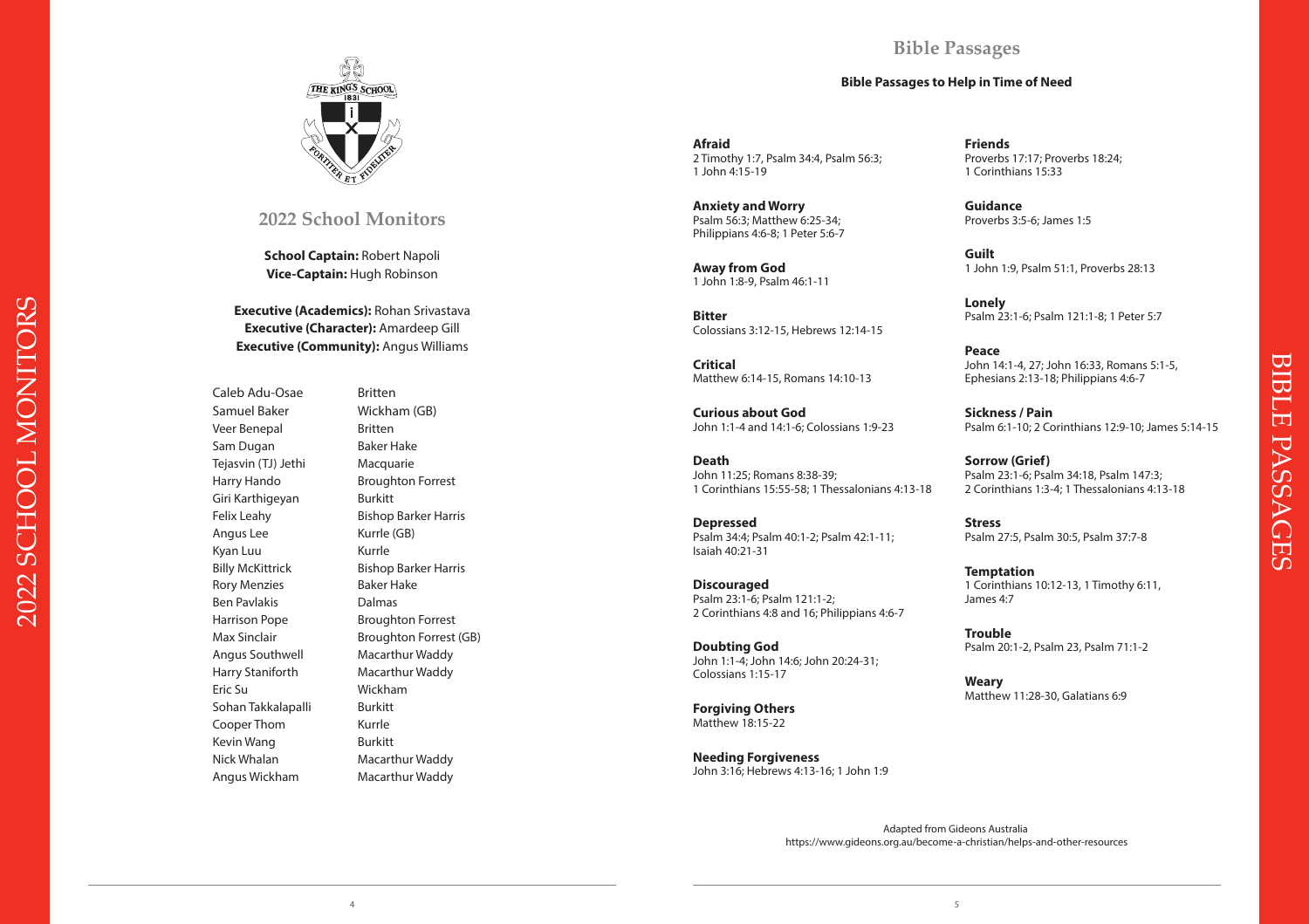## 2022 School Monitors

**School Captain:** Robert Napoli
**Vice-Captain:** Hugh Robinson

**Executive (Academics):** Rohan Srivastava
**Executive (Character):** Amardeep Gill
**Executive (Community):** Angus Williams

| | |
|---|---|
| Caleb Adu-Osae | Britten |
| Samuel Baker | Wickham (GB) |
| Veer Benepal | Britten |
| Sam Dugan | Baker Hake |
| Tejasvin (TJ) Jethi | Macquarie |
| Harry Hando | Broughton Forrest |
| Giri Karthigeyan | Burkitt |
| Felix Leahy | Bishop Barker Harris |
| Angus Lee | Kurrle (GB) |
| Kyan Luu | Kurrle |
| Billy McKittrick | Bishop Barker Harris |
| Rory Menzies | Baker Hake |
| Ben Pavlakis | Dalmas |
| Harrison Pope | Broughton Forrest |
| Max Sinclair | Broughton Forrest (GB) |
| Angus Southwell | Macarthur Waddy |
| Harry Staniforth | Macarthur Waddy |
| Eric Su | Wickham |
| Sohan Takkalapalli | Burkitt |
| Cooper Thom | Kurrle |
| Kevin Wang | Burkitt |
| Nick Whalan | Macarthur Waddy |
| Angus Wickham | Macarthur Waddy |

## Bible Passages

**Bible Passages to Help in Time of Need**

**Afraid**
2 Timothy 1:7, Psalm 34:4, Psalm 56:3; 1 John 4:15-19

**Anxiety and Worry**
Psalm 56:3; Matthew 6:25-34; Philippians 4:6-8; 1 Peter 5:6-7

**Away from God**
1 John 1:8-9, Psalm 46:1-11

**Bitter**
Colossians 3:12-15, Hebrews 12:14-15

**Critical**
Matthew 6:14-15, Romans 14:10-13

**Curious about God**
John 1:1-4 and 14:1-6; Colossians 1:9-23

**Death**
John 11:25; Romans 8:38-39; 1 Corinthians 15:55-58; 1 Thessalonians 4:13-18

**Depressed**
Psalm 34:4; Psalm 40:1-2; Psalm 42:1-11; Isaiah 40:21-31

**Discouraged**
Psalm 23:1-6; Psalm 121:1-2; 2 Corinthians 4:8 and 16; Philippians 4:6-7

**Doubting God**
John 1:1-4; John 14:6; John 20:24-31; Colossians 1:15-17

**Forgiving Others**
Matthew 18:15-22

**Needing Forgiveness**
John 3:16; Hebrews 4:13-16; 1 John 1:9

**Friends**
Proverbs 17:17; Proverbs 18:24; 1 Corinthians 15:33

**Guidance**
Proverbs 3:5-6; James 1:5

**Guilt**
1 John 1:9, Psalm 51:1, Proverbs 28:13

**Lonely**
Psalm 23:1-6; Psalm 121:1-8; 1 Peter 5:7

**Peace**
John 14:1-4, 27; John 16:33, Romans 5:1-5, Ephesians 2:13-18; Philippians 4:6-7

**Sickness / Pain**
Psalm 6:1-10; 2 Corinthians 12:9-10; James 5:14-15

**Sorrow (Grief)**
Psalm 23:1-6; Psalm 34:18, Psalm 147:3; 2 Corinthians 1:3-4; 1 Thessalonians 4:13-18

**Stress**
Psalm 27:5, Psalm 30:5, Psalm 37:7-8

**Temptation**
1 Corinthians 10:12-13, 1 Timothy 6:11, James 4:7

**Trouble**
Psalm 20:1-2, Psalm 23, Psalm 71:1-2

**Weary**
Matthew 11:28-30, Galatians 6:9

Adapted from Gideons Australia
https://www.gideons.org.au/become-a-christian/helps-and-other-resources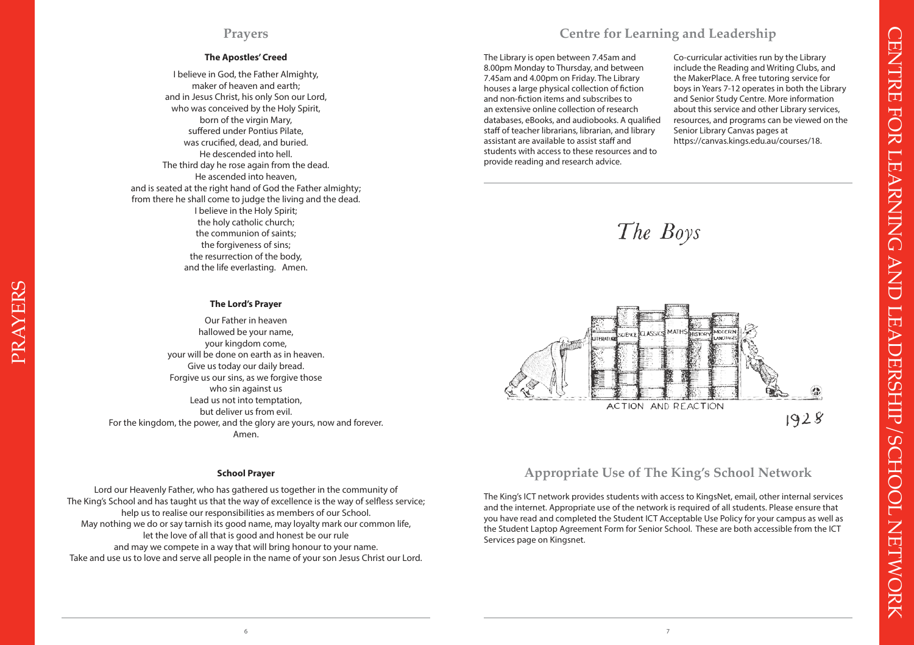# Prayers

### The Apostles' Creed

I believe in God, the Father Almighty,
maker of heaven and earth;
and in Jesus Christ, his only Son our Lord,
who was conceived by the Holy Spirit,
born of the virgin Mary,
suffered under Pontius Pilate,
was crucified, dead, and buried.
He descended into hell.
The third day he rose again from the dead.
He ascended into heaven,
and is seated at the right hand of God the Father almighty;
from there he shall come to judge the living and the dead.
I believe in the Holy Spirit;
the holy catholic church;
the communion of saints;
the forgiveness of sins;
the resurrection of the body,
and the life everlasting. Amen.

### The Lord's Prayer

Our Father in heaven
hallowed be your name,
your kingdom come,
your will be done on earth as in heaven.
Give us today our daily bread.
Forgive us our sins, as we forgive those
who sin against us
Lead us not into temptation,
but deliver us from evil.
For the kingdom, the power, and the glory are yours, now and forever.
Amen.

### School Prayer

Lord our Heavenly Father, who has gathered us together in the community of
The King's School and has taught us that the way of excellence is the way of selfless service;
help us to realise our responsibilities as members of our School.
May nothing we do or say tarnish its good name, may loyalty mark our common life,
let the love of all that is good and honest be our rule
and may we compete in a way that will bring honour to your name.
Take and use us to love and serve all people in the name of your son Jesus Christ our Lord.

# Centre for Learning and Leadership

The Library is open between 7.45am and 8.00pm Monday to Thursday, and between 7.45am and 4.00pm on Friday. The Library houses a large physical collection of fiction and non-fiction items and subscribes to an extensive online collection of research databases, eBooks, and audiobooks. A qualified staff of teacher librarians, librarian, and library assistant are available to assist staff and students with access to these resources and to provide reading and research advice.

Co-curricular activities run by the Library include the Reading and Writing Clubs, and the MakerPlace. A free tutoring service for boys in Years 7-12 operates in both the Library and Senior Study Centre. More information about this service and other Library services, resources, and programs can be viewed on the Senior Library Canvas pages at https://canvas.kings.edu.au/courses/18.

*The Boys*

ACTION AND REACTION

1928

# Appropriate Use of The King's School Network

The King's ICT network provides students with access to KingsNet, email, other internal services and the internet. Appropriate use of the network is required of all students. Please ensure that you have read and completed the Student ICT Acceptable Use Policy for your campus as well as the Student Laptop Agreement Form for Senior School. These are both accessible from the ICT Services page on Kingsnet.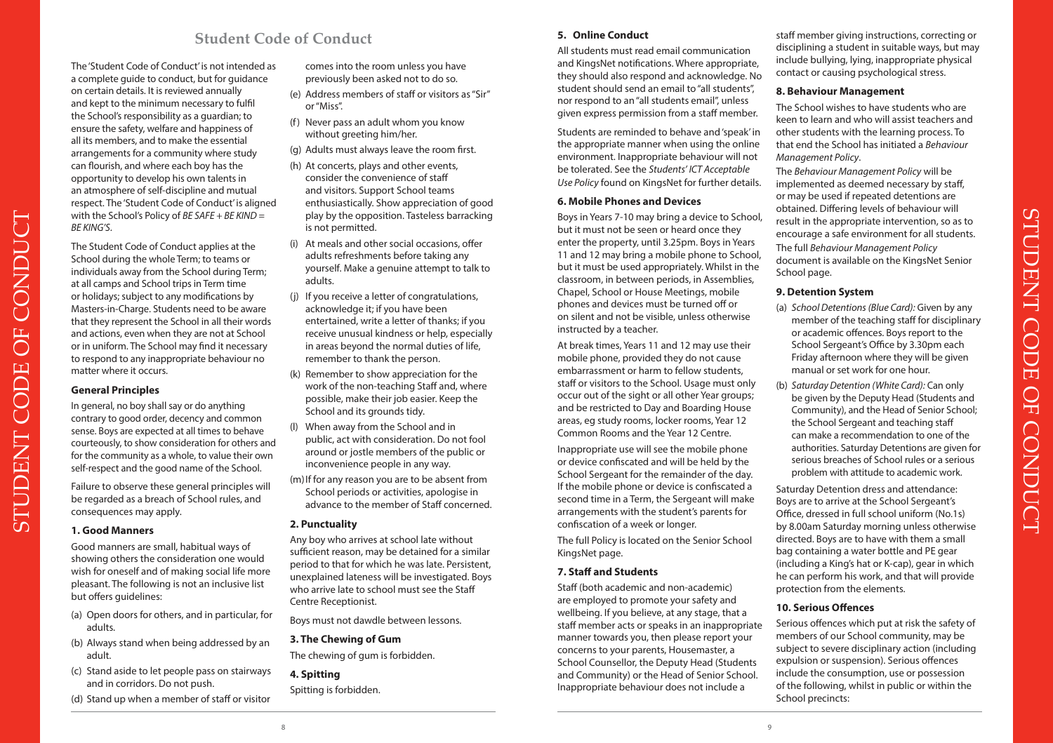# Student Code of Conduct

The 'Student Code of Conduct' is not intended as a complete guide to conduct, but for guidance on certain details. It is reviewed annually and kept to the minimum necessary to fulfil the School's responsibility as a guardian; to ensure the safety, welfare and happiness of all its members, and to make the essential arrangements for a community where study can flourish, and where each boy has the opportunity to develop his own talents in an atmosphere of self-discipline and mutual respect. The 'Student Code of Conduct' is aligned with the School's Policy of *BE SAFE + BE KIND = BE KING'S*.

The Student Code of Conduct applies at the School during the whole Term; to teams or individuals away from the School during Term; at all camps and School trips in Term time or holidays; subject to any modifications by Masters-in-Charge. Students need to be aware that they represent the School in all their words and actions, even when they are not at School or in uniform. The School may find it necessary to respond to any inappropriate behaviour no matter where it occurs.

### General Principles

In general, no boy shall say or do anything contrary to good order, decency and common sense. Boys are expected at all times to behave courteously, to show consideration for others and for the community as a whole, to value their own self-respect and the good name of the School.

Failure to observe these general principles will be regarded as a breach of School rules, and consequences may apply.

### 1. Good Manners

Good manners are small, habitual ways of showing others the consideration one would wish for oneself and of making social life more pleasant. The following is not an inclusive list but offers guidelines:

(a) Open doors for others, and in particular, for adults.

(b) Always stand when being addressed by an adult.

(c) Stand aside to let people pass on stairways and in corridors. Do not push.

(d) Stand up when a member of staff or visitor comes into the room unless you have previously been asked not to do so.

(e) Address members of staff or visitors as "Sir" or "Miss".

(f) Never pass an adult whom you know without greeting him/her.

(g) Adults must always leave the room first.

(h) At concerts, plays and other events, consider the convenience of staff and visitors. Support School teams enthusiastically. Show appreciation of good play by the opposition. Tasteless barracking is not permitted.

(i) At meals and other social occasions, offer adults refreshments before taking any yourself. Make a genuine attempt to talk to adults.

(j) If you receive a letter of congratulations, acknowledge it; if you have been entertained, write a letter of thanks; if you receive unusual kindness or help, especially in areas beyond the normal duties of life, remember to thank the person.

(k) Remember to show appreciation for the work of the non-teaching Staff and, where possible, make their job easier. Keep the School and its grounds tidy.

(l) When away from the School and in public, act with consideration. Do not fool around or jostle members of the public or inconvenience people in any way.

(m) If for any reason you are to be absent from School periods or activities, apologise in advance to the member of Staff concerned.

### 2. Punctuality

Any boy who arrives at school late without sufficient reason, may be detained for a similar period to that for which he was late. Persistent, unexplained lateness will be investigated. Boys who arrive late to school must see the Staff Centre Receptionist.

Boys must not dawdle between lessons.

### 3. The Chewing of Gum

The chewing of gum is forbidden.

### 4. Spitting

Spitting is forbidden.

### 5. Online Conduct

All students must read email communication and KingsNet notifications. Where appropriate, they should also respond and acknowledge. No student should send an email to "all students", nor respond to an "all students email", unless given express permission from a staff member.

Students are reminded to behave and 'speak' in the appropriate manner when using the online environment. Inappropriate behaviour will not be tolerated. See the *Students' ICT Acceptable Use Policy* found on KingsNet for further details.

### 6. Mobile Phones and Devices

Boys in Years 7-10 may bring a device to School, but it must not be seen or heard once they enter the property, until 3.25pm. Boys in Years 11 and 12 may bring a mobile phone to School, but it must be used appropriately. Whilst in the classroom, in between periods, in Assemblies, Chapel, School or House Meetings, mobile phones and devices must be turned off or on silent and not be visible, unless otherwise instructed by a teacher.

At break times, Years 11 and 12 may use their mobile phone, provided they do not cause embarrassment or harm to fellow students, staff or visitors to the School. Usage must only occur out of the sight or all other Year groups; and be restricted to Day and Boarding House areas, eg study rooms, locker rooms, Year 12 Common Rooms and the Year 12 Centre.

Inappropriate use will see the mobile phone or device confiscated and will be held by the School Sergeant for the remainder of the day. If the mobile phone or device is confiscated a second time in a Term, the Sergeant will make arrangements with the student's parents for confiscation of a week or longer.

The full Policy is located on the Senior School KingsNet page.

### 7. Staff and Students

Staff (both academic and non-academic) are employed to promote your safety and wellbeing. If you believe, at any stage, that a staff member acts or speaks in an inappropriate manner towards you, then please report your concerns to your parents, Housemaster, a School Counsellor, the Deputy Head (Students and Community) or the Head of Senior School. Inappropriate behaviour does not include a staff member giving instructions, correcting or disciplining a student in suitable ways, but may include bullying, lying, inappropriate physical contact or causing psychological stress.

### 8. Behaviour Management

The School wishes to have students who are keen to learn and who will assist teachers and other students with the learning process. To that end the School has initiated a *Behaviour Management Policy*.

The *Behaviour Management Policy* will be implemented as deemed necessary by staff, or may be used if repeated detentions are obtained. Differing levels of behaviour will result in the appropriate intervention, so as to encourage a safe environment for all students.

The full *Behaviour Management Policy* document is available on the KingsNet Senior School page.

### 9. Detention System

(a) *School Detentions (Blue Card):* Given by any member of the teaching staff for disciplinary or academic offences. Boys report to the School Sergeant's Office by 3.30pm each Friday afternoon where they will be given manual or set work for one hour.

(b) *Saturday Detention (White Card):* Can only be given by the Deputy Head (Students and Community), and the Head of Senior School; the School Sergeant and teaching staff can make a recommendation to one of the authorities. Saturday Detentions are given for serious breaches of School rules or a serious problem with attitude to academic work.

Saturday Detention dress and attendance: Boys are to arrive at the School Sergeant's Office, dressed in full school uniform (No.1s) by 8.00am Saturday morning unless otherwise directed. Boys are to have with them a small bag containing a water bottle and PE gear (including a King's hat or K-cap), gear in which he can perform his work, and that will provide protection from the elements.

### 10. Serious Offences

Serious offences which put at risk the safety of members of our School community, may be subject to severe disciplinary action (including expulsion or suspension). Serious offences include the consumption, use or possession of the following, whilst in public or within the School precincts: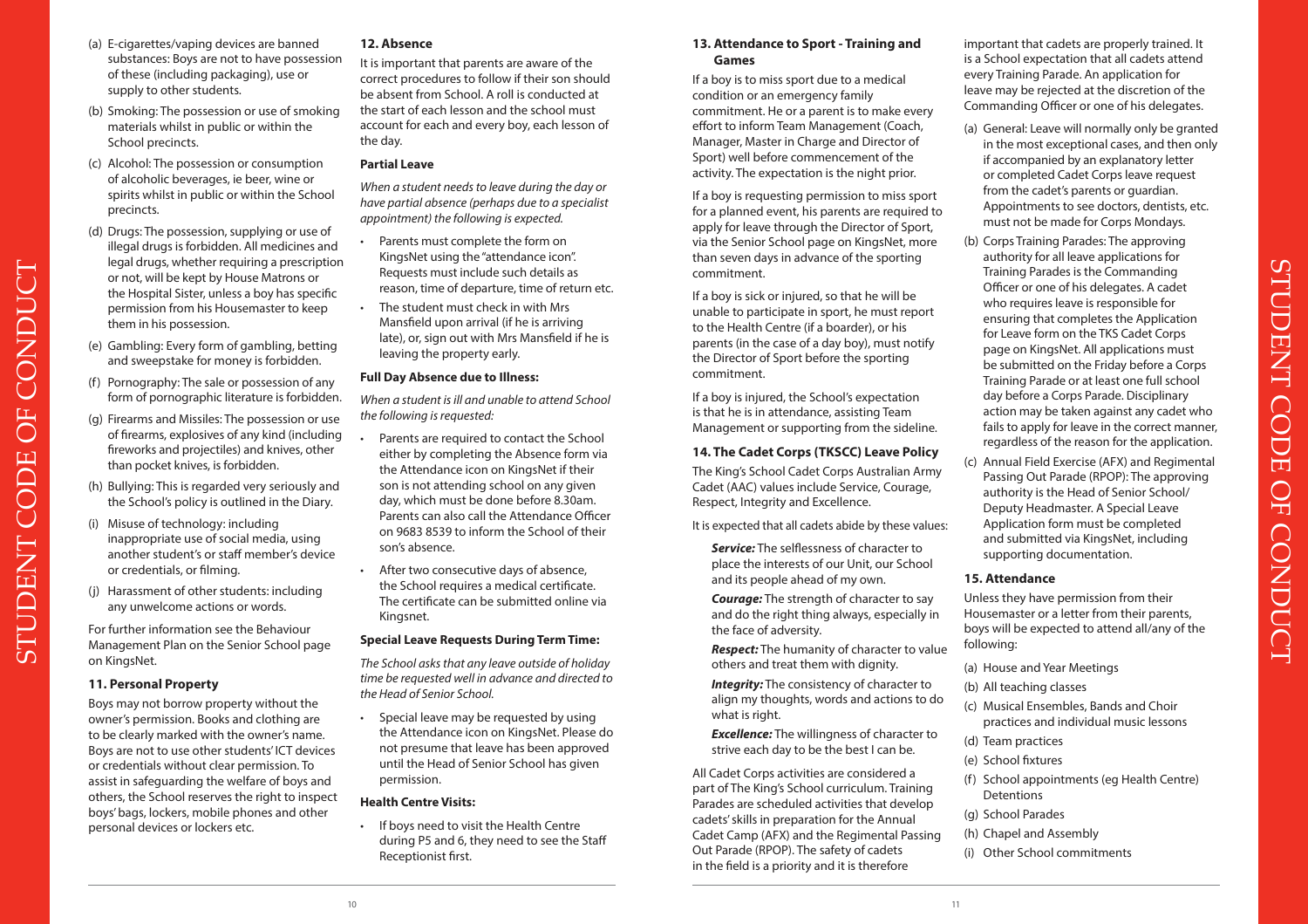(a) E-cigarettes/vaping devices are banned substances: Boys are not to have possession of these (including packaging), use or supply to other students.

(b) Smoking: The possession or use of smoking materials whilst in public or within the School precincts.

(c) Alcohol: The possession or consumption of alcoholic beverages, ie beer, wine or spirits whilst in public or within the School precincts.

(d) Drugs: The possession, supplying or use of illegal drugs is forbidden. All medicines and legal drugs, whether requiring a prescription or not, will be kept by House Matrons or the Hospital Sister, unless a boy has specific permission from his Housemaster to keep them in his possession.

(e) Gambling: Every form of gambling, betting and sweepstake for money is forbidden.

(f) Pornography: The sale or possession of any form of pornographic literature is forbidden.

(g) Firearms and Missiles: The possession or use of firearms, explosives of any kind (including fireworks and projectiles) and knives, other than pocket knives, is forbidden.

(h) Bullying: This is regarded very seriously and the School's policy is outlined in the Diary.

(i) Misuse of technology: including inappropriate use of social media, using another student's or staff member's device or credentials, or filming.

(j) Harassment of other students: including any unwelcome actions or words.

For further information see the Behaviour Management Plan on the Senior School page on KingsNet.

### 11. Personal Property

Boys may not borrow property without the owner's permission. Books and clothing are to be clearly marked with the owner's name. Boys are not to use other students' ICT devices or credentials without clear permission. To assist in safeguarding the welfare of boys and others, the School reserves the right to inspect boys' bags, lockers, mobile phones and other personal devices or lockers etc.

### 12. Absence

It is important that parents are aware of the correct procedures to follow if their son should be absent from School. A roll is conducted at the start of each lesson and the school must account for each and every boy, each lesson of the day.

**Partial Leave**

*When a student needs to leave during the day or have partial absence (perhaps due to a specialist appointment) the following is expected.*

- Parents must complete the form on KingsNet using the "attendance icon". Requests must include such details as reason, time of departure, time of return etc.
- The student must check in with Mrs Mansfield upon arrival (if he is arriving late), or, sign out with Mrs Mansfield if he is leaving the property early.

**Full Day Absence due to Illness:**

*When a student is ill and unable to attend School the following is requested:*

- Parents are required to contact the School either by completing the Absence form via the Attendance icon on KingsNet if their son is not attending school on any given day, which must be done before 8.30am. Parents can also call the Attendance Officer on 9683 8539 to inform the School of their son's absence.
- After two consecutive days of absence, the School requires a medical certificate. The certificate can be submitted online via Kingsnet.

**Special Leave Requests During Term Time:**

*The School asks that any leave outside of holiday time be requested well in advance and directed to the Head of Senior School.*

- Special leave may be requested by using the Attendance icon on KingsNet. Please do not presume that leave has been approved until the Head of Senior School has given permission.

**Health Centre Visits:**

- If boys need to visit the Health Centre during P5 and 6, they need to see the Staff Receptionist first.

### 13. Attendance to Sport - Training and Games

If a boy is to miss sport due to a medical condition or an emergency family commitment. He or a parent is to make every effort to inform Team Management (Coach, Manager, Master in Charge and Director of Sport) well before commencement of the activity. The expectation is the night prior.

If a boy is requesting permission to miss sport for a planned event, his parents are required to apply for leave through the Director of Sport, via the Senior School page on KingsNet, more than seven days in advance of the sporting commitment.

If a boy is sick or injured, so that he will be unable to participate in sport, he must report to the Health Centre (if a boarder), or his parents (in the case of a day boy), must notify the Director of Sport before the sporting commitment.

If a boy is injured, the School's expectation is that he is in attendance, assisting Team Management or supporting from the sideline.

### 14. The Cadet Corps (TKSCC) Leave Policy

The King's School Cadet Corps Australian Army Cadet (AAC) values include Service, Courage, Respect, Integrity and Excellence.

It is expected that all cadets abide by these values:

***Service:*** The selflessness of character to place the interests of our Unit, our School and its people ahead of my own.

***Courage:*** The strength of character to say and do the right thing always, especially in the face of adversity.

***Respect:*** The humanity of character to value others and treat them with dignity.

***Integrity:*** The consistency of character to align my thoughts, words and actions to do what is right.

***Excellence:*** The willingness of character to strive each day to be the best I can be.

All Cadet Corps activities are considered a part of The King's School curriculum. Training Parades are scheduled activities that develop cadets' skills in preparation for the Annual Cadet Camp (AFX) and the Regimental Passing Out Parade (RPOP). The safety of cadets in the field is a priority and it is therefore important that cadets are properly trained. It is a School expectation that all cadets attend every Training Parade. An application for leave may be rejected at the discretion of the Commanding Officer or one of his delegates.

(a) General: Leave will normally only be granted in the most exceptional cases, and then only if accompanied by an explanatory letter or completed Cadet Corps leave request from the cadet's parents or guardian. Appointments to see doctors, dentists, etc. must not be made for Corps Mondays.

(b) Corps Training Parades: The approving authority for all leave applications for Training Parades is the Commanding Officer or one of his delegates. A cadet who requires leave is responsible for ensuring that completes the Application for Leave form on the TKS Cadet Corps page on KingsNet. All applications must be submitted on the Friday before a Corps Training Parade or at least one full school day before a Corps Parade. Disciplinary action may be taken against any cadet who fails to apply for leave in the correct manner, regardless of the reason for the application.

(c) Annual Field Exercise (AFX) and Regimental Passing Out Parade (RPOP): The approving authority is the Head of Senior School/ Deputy Headmaster. A Special Leave Application form must be completed and submitted via KingsNet, including supporting documentation.

### 15. Attendance

Unless they have permission from their Housemaster or a letter from their parents, boys will be expected to attend all/any of the following:

(a) House and Year Meetings

(b) All teaching classes

(c) Musical Ensembles, Bands and Choir practices and individual music lessons

(d) Team practices

(e) School fixtures

(f) School appointments (eg Health Centre) Detentions

(g) School Parades

(h) Chapel and Assembly

(i) Other School commitments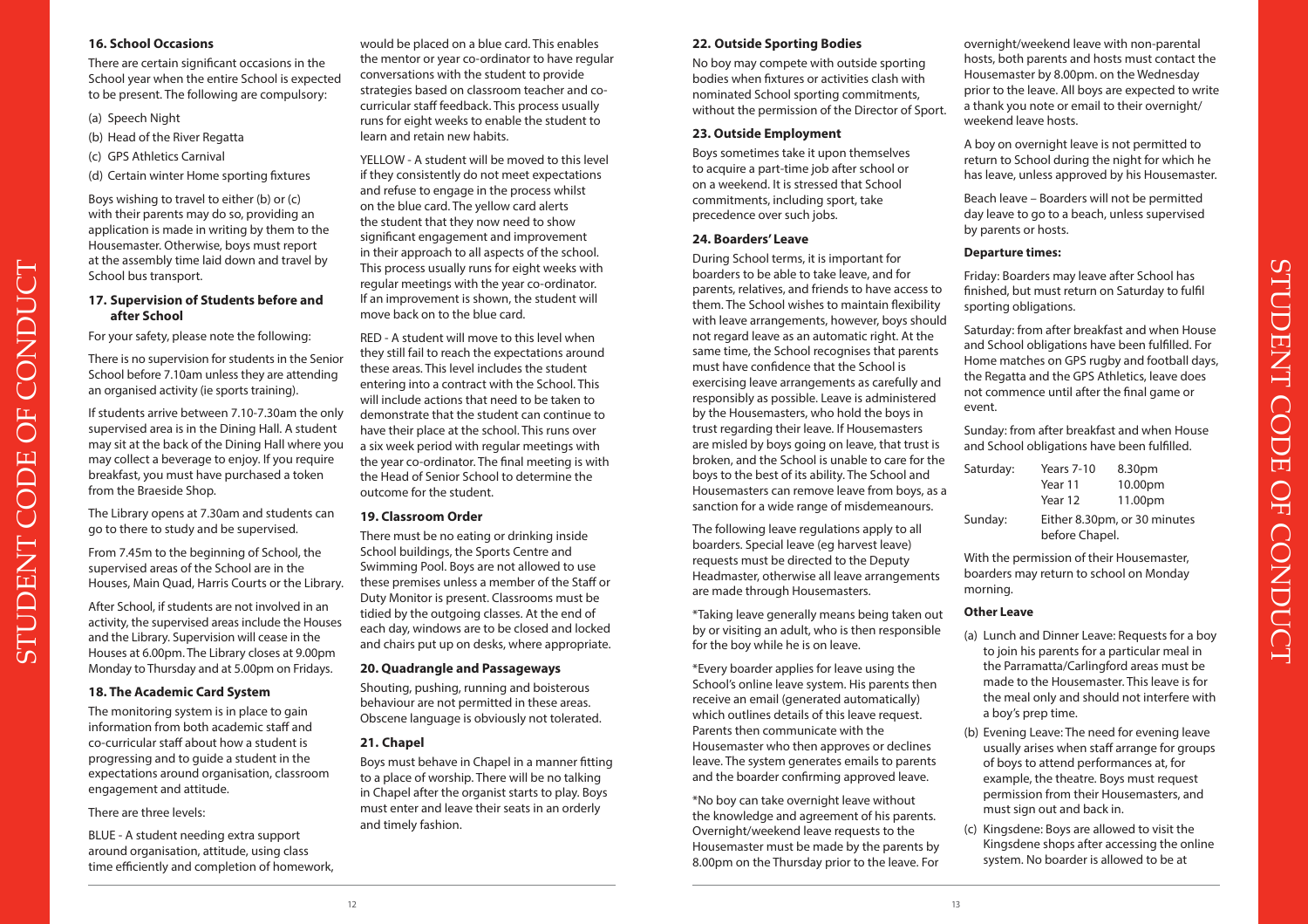## 16. School Occasions

There are certain significant occasions in the School year when the entire School is expected to be present. The following are compulsory:

(a) Speech Night

(b) Head of the River Regatta

(c) GPS Athletics Carnival

(d) Certain winter Home sporting fixtures

Boys wishing to travel to either (b) or (c) with their parents may do so, providing an application is made in writing by them to the Housemaster. Otherwise, boys must report at the assembly time laid down and travel by School bus transport.

## 17. Supervision of Students before and after School

For your safety, please note the following:

There is no supervision for students in the Senior School before 7.10am unless they are attending an organised activity (ie sports training).

If students arrive between 7.10-7.30am the only supervised area is in the Dining Hall. A student may sit at the back of the Dining Hall where you may collect a beverage to enjoy. If you require breakfast, you must have purchased a token from the Braeside Shop.

The Library opens at 7.30am and students can go to there to study and be supervised.

From 7.45m to the beginning of School, the supervised areas of the School are in the Houses, Main Quad, Harris Courts or the Library.

After School, if students are not involved in an activity, the supervised areas include the Houses and the Library. Supervision will cease in the Houses at 6.00pm. The Library closes at 9.00pm Monday to Thursday and at 5.00pm on Fridays.

## 18. The Academic Card System

The monitoring system is in place to gain information from both academic staff and co-curricular staff about how a student is progressing and to guide a student in the expectations around organisation, classroom engagement and attitude.

There are three levels:

BLUE - A student needing extra support around organisation, attitude, using class time efficiently and completion of homework, would be placed on a blue card. This enables the mentor or year co-ordinator to have regular conversations with the student to provide strategies based on classroom teacher and co-curricular staff feedback. This process usually runs for eight weeks to enable the student to learn and retain new habits.

YELLOW - A student will be moved to this level if they consistently do not meet expectations and refuse to engage in the process whilst on the blue card. The yellow card alerts the student that they now need to show significant engagement and improvement in their approach to all aspects of the school. This process usually runs for eight weeks with regular meetings with the year co-ordinator. If an improvement is shown, the student will move back on to the blue card.

RED - A student will move to this level when they still fail to reach the expectations around these areas. This level includes the student entering into a contract with the School. This will include actions that need to be taken to demonstrate that the student can continue to have their place at the school. This runs over a six week period with regular meetings with the year co-ordinator. The final meeting is with the Head of Senior School to determine the outcome for the student.

## 19. Classroom Order

There must be no eating or drinking inside School buildings, the Sports Centre and Swimming Pool. Boys are not allowed to use these premises unless a member of the Staff or Duty Monitor is present. Classrooms must be tidied by the outgoing classes. At the end of each day, windows are to be closed and locked and chairs put up on desks, where appropriate.

## 20. Quadrangle and Passageways

Shouting, pushing, running and boisterous behaviour are not permitted in these areas. Obscene language is obviously not tolerated.

## 21. Chapel

Boys must behave in Chapel in a manner fitting to a place of worship. There will be no talking in Chapel after the organist starts to play. Boys must enter and leave their seats in an orderly and timely fashion.

## 22. Outside Sporting Bodies

No boy may compete with outside sporting bodies when fixtures or activities clash with nominated School sporting commitments, without the permission of the Director of Sport.

## 23. Outside Employment

Boys sometimes take it upon themselves to acquire a part-time job after school or on a weekend. It is stressed that School commitments, including sport, take precedence over such jobs.

## 24. Boarders' Leave

During School terms, it is important for boarders to be able to take leave, and for parents, relatives, and friends to have access to them. The School wishes to maintain flexibility with leave arrangements, however, boys should not regard leave as an automatic right. At the same time, the School recognises that parents must have confidence that the School is exercising leave arrangements as carefully and responsibly as possible. Leave is administered by the Housemasters, who hold the boys in trust regarding their leave. If Housemasters are misled by boys going on leave, that trust is broken, and the School is unable to care for the boys to the best of its ability. The School and Housemasters can remove leave from boys, as a sanction for a wide range of misdemeanours.

The following leave regulations apply to all boarders. Special leave (eg harvest leave) requests must be directed to the Deputy Headmaster, otherwise all leave arrangements are made through Housemasters.

*Taking leave generally means being taken out by or visiting an adult, who is then responsible for the boy while he is on leave.

*Every boarder applies for leave using the School's online leave system. His parents then receive an email (generated automatically) which outlines details of this leave request. Parents then communicate with the Housemaster who then approves or declines leave. The system generates emails to parents and the boarder confirming approved leave.

*No boy can take overnight leave without the knowledge and agreement of his parents. Overnight/weekend leave requests to the Housemaster must be made by the parents by 8.00pm on the Thursday prior to the leave. For overnight/weekend leave with non-parental hosts, both parents and hosts must contact the Housemaster by 8.00pm. on the Wednesday prior to the leave. All boys are expected to write a thank you note or email to their overnight/weekend leave hosts.

A boy on overnight leave is not permitted to return to School during the night for which he has leave, unless approved by his Housemaster.

Beach leave – Boarders will not be permitted day leave to go to a beach, unless supervised by parents or hosts.

**Departure times:**

Friday: Boarders may leave after School has finished, but must return on Saturday to fulfil sporting obligations.

Saturday: from after breakfast and when House and School obligations have been fulfilled. For Home matches on GPS rugby and football days, the Regatta and the GPS Athletics, leave does not commence until after the final game or event.

Sunday: from after breakfast and when House and School obligations have been fulfilled.

| | | |
|---|---|---|
| Saturday: | Years 7-10 | 8.30pm |
| | Year 11 | 10.00pm |
| | Year 12 | 11.00pm |
| Sunday: | Either 8.30pm, or 30 minutes before Chapel. | |

With the permission of their Housemaster, boarders may return to school on Monday morning.

**Other Leave**

(a) Lunch and Dinner Leave: Requests for a boy to join his parents for a particular meal in the Parramatta/Carlingford areas must be made to the Housemaster. This leave is for the meal only and should not interfere with a boy's prep time.

(b) Evening Leave: The need for evening leave usually arises when staff arrange for groups of boys to attend performances at, for example, the theatre. Boys must request permission from their Housemasters, and must sign out and back in.

(c) Kingsdene: Boys are allowed to visit the Kingsdene shops after accessing the online system. No boarder is allowed to be at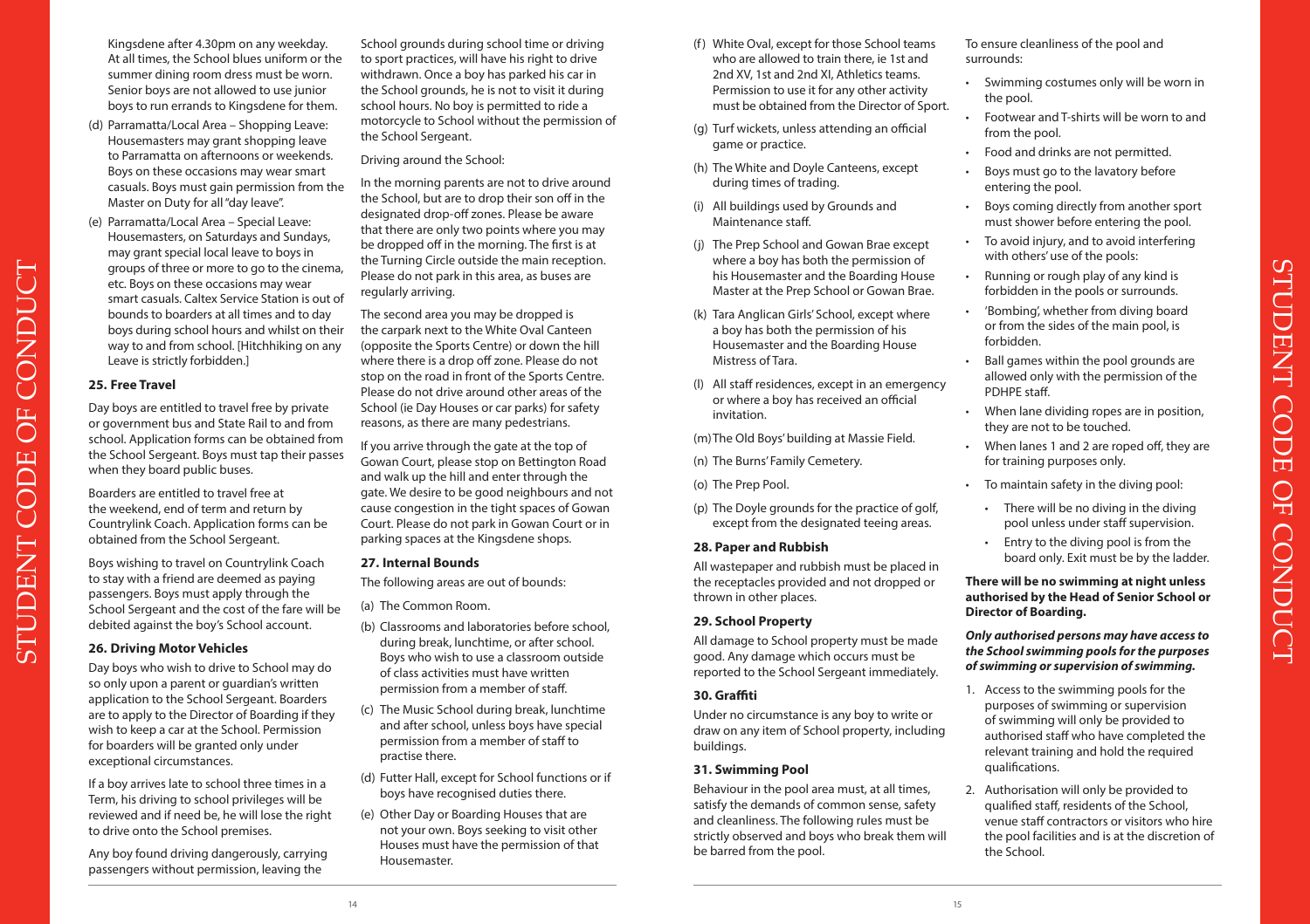Kingsdene after 4.30pm on any weekday. At all times, the School blues uniform or the summer dining room dress must be worn. Senior boys are not allowed to use junior boys to run errands to Kingsdene for them.

(d) Parramatta/Local Area – Shopping Leave: Housemasters may grant shopping leave to Parramatta on afternoons or weekends. Boys on these occasions may wear smart casuals. Boys must gain permission from the Master on Duty for all "day leave".

(e) Parramatta/Local Area – Special Leave: Housemasters, on Saturdays and Sundays, may grant special local leave to boys in groups of three or more to go to the cinema, etc. Boys on these occasions may wear smart casuals. Caltex Service Station is out of bounds to boarders at all times and to day boys during school hours and whilst on their way to and from school. [Hitchhiking on any Leave is strictly forbidden.]

### 25. Free Travel

Day boys are entitled to travel free by private or government bus and State Rail to and from school. Application forms can be obtained from the School Sergeant. Boys must tap their passes when they board public buses.

Boarders are entitled to travel free at the weekend, end of term and return by Countrylink Coach. Application forms can be obtained from the School Sergeant.

Boys wishing to travel on Countrylink Coach to stay with a friend are deemed as paying passengers. Boys must apply through the School Sergeant and the cost of the fare will be debited against the boy's School account.

### 26. Driving Motor Vehicles

Day boys who wish to drive to School may do so only upon a parent or guardian's written application to the School Sergeant. Boarders are to apply to the Director of Boarding if they wish to keep a car at the School. Permission for boarders will be granted only under exceptional circumstances.

If a boy arrives late to school three times in a Term, his driving to school privileges will be reviewed and if need be, he will lose the right to drive onto the School premises.

Any boy found driving dangerously, carrying passengers without permission, leaving the School grounds during school time or driving to sport practices, will have his right to drive withdrawn. Once a boy has parked his car in the School grounds, he is not to visit it during school hours. No boy is permitted to ride a motorcycle to School without the permission of the School Sergeant.

Driving around the School:

In the morning parents are not to drive around the School, but are to drop their son off in the designated drop-off zones. Please be aware that there are only two points where you may be dropped off in the morning. The first is at the Turning Circle outside the main reception. Please do not park in this area, as buses are regularly arriving.

The second area you may be dropped is the carpark next to the White Oval Canteen (opposite the Sports Centre) or down the hill where there is a drop off zone. Please do not stop on the road in front of the Sports Centre. Please do not drive around other areas of the School (ie Day Houses or car parks) for safety reasons, as there are many pedestrians.

If you arrive through the gate at the top of Gowan Court, please stop on Bettington Road and walk up the hill and enter through the gate. We desire to be good neighbours and not cause congestion in the tight spaces of Gowan Court. Please do not park in Gowan Court or in parking spaces at the Kingsdene shops.

### 27. Internal Bounds

The following areas are out of bounds:

(a) The Common Room.

(b) Classrooms and laboratories before school, during break, lunchtime, or after school. Boys who wish to use a classroom outside of class activities must have written permission from a member of staff.

(c) The Music School during break, lunchtime and after school, unless boys have special permission from a member of staff to practise there.

(d) Futter Hall, except for School functions or if boys have recognised duties there.

(e) Other Day or Boarding Houses that are not your own. Boys seeking to visit other Houses must have the permission of that Housemaster.

(f) White Oval, except for those School teams who are allowed to train there, ie 1st and 2nd XV, 1st and 2nd XI, Athletics teams. Permission to use it for any other activity must be obtained from the Director of Sport.

(g) Turf wickets, unless attending an official game or practice.

(h) The White and Doyle Canteens, except during times of trading.

(i) All buildings used by Grounds and Maintenance staff.

(j) The Prep School and Gowan Brae except where a boy has both the permission of his Housemaster and the Boarding House Master at the Prep School or Gowan Brae.

(k) Tara Anglican Girls' School, except where a boy has both the permission of his Housemaster and the Boarding House Mistress of Tara.

(l) All staff residences, except in an emergency or where a boy has received an official invitation.

(m) The Old Boys' building at Massie Field.

(n) The Burns' Family Cemetery.

(o) The Prep Pool.

(p) The Doyle grounds for the practice of golf, except from the designated teeing areas.

### 28. Paper and Rubbish

All wastepaper and rubbish must be placed in the receptacles provided and not dropped or thrown in other places.

### 29. School Property

All damage to School property must be made good. Any damage which occurs must be reported to the School Sergeant immediately.

### 30. Graffiti

Under no circumstance is any boy to write or draw on any item of School property, including buildings.

### 31. Swimming Pool

Behaviour in the pool area must, at all times, satisfy the demands of common sense, safety and cleanliness. The following rules must be strictly observed and boys who break them will be barred from the pool.

To ensure cleanliness of the pool and surrounds:

- Swimming costumes only will be worn in the pool.
- Footwear and T-shirts will be worn to and from the pool.
- Food and drinks are not permitted.
- Boys must go to the lavatory before entering the pool.
- Boys coming directly from another sport must shower before entering the pool.
- To avoid injury, and to avoid interfering with others' use of the pools:
- Running or rough play of any kind is forbidden in the pools or surrounds.
- 'Bombing', whether from diving board or from the sides of the main pool, is forbidden.
- Ball games within the pool grounds are allowed only with the permission of the PDHPE staff.
- When lane dividing ropes are in position, they are not to be touched.
- When lanes 1 and 2 are roped off, they are for training purposes only.
- To maintain safety in the diving pool:
  - There will be no diving in the diving pool unless under staff supervision.
  - Entry to the diving pool is from the board only. Exit must be by the ladder.

**There will be no swimming at night unless authorised by the Head of Senior School or Director of Boarding.**

***Only authorised persons may have access to the School swimming pools for the purposes of swimming or supervision of swimming.***

1. Access to the swimming pools for the purposes of swimming or supervision of swimming will only be provided to authorised staff who have completed the relevant training and hold the required qualifications.
2. Authorisation will only be provided to qualified staff, residents of the School, venue staff contractors or visitors who hire the pool facilities and is at the discretion of the School.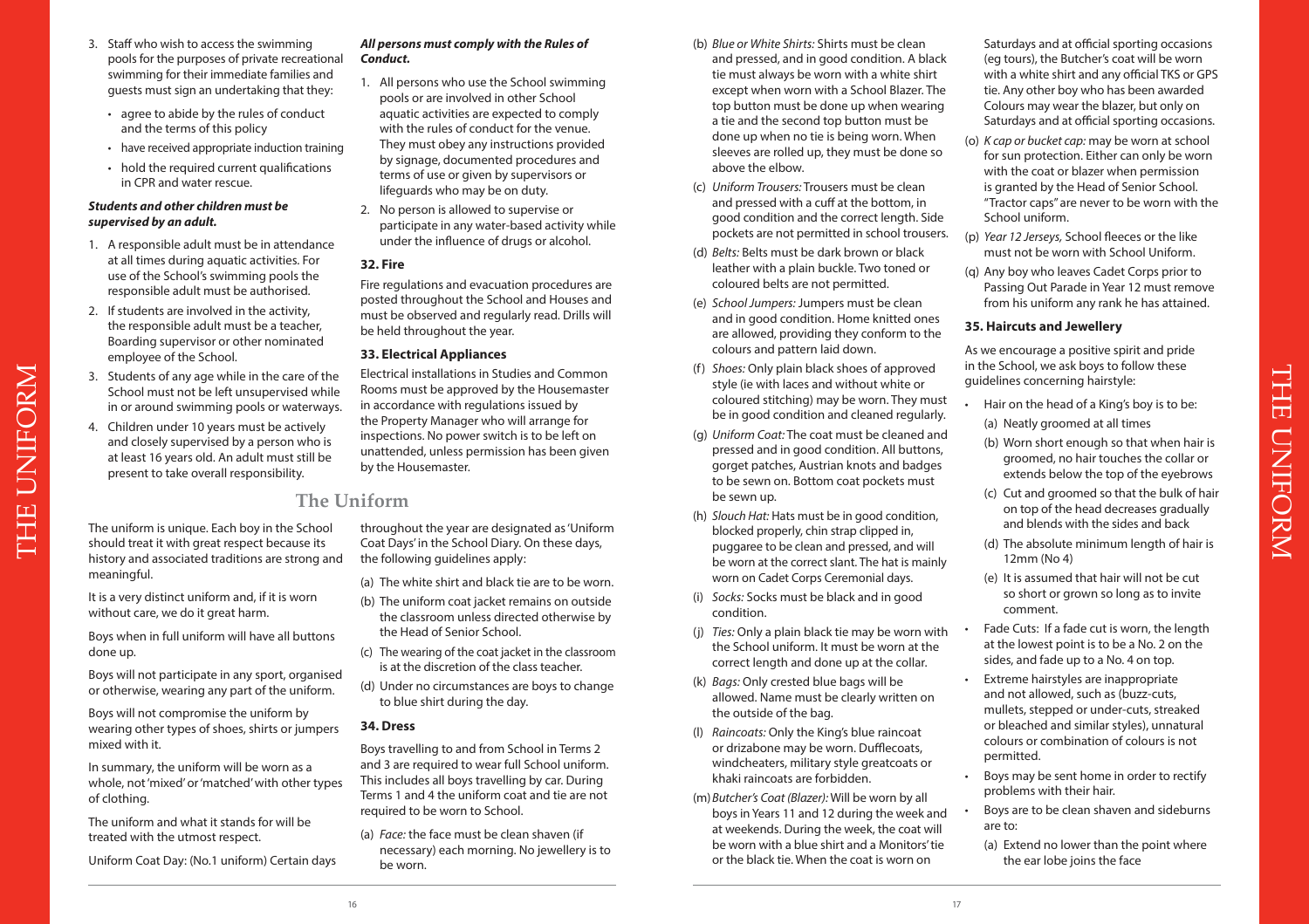3. Staff who wish to access the swimming pools for the purposes of private recreational swimming for their immediate families and guests must sign an undertaking that they:
   - agree to abide by the rules of conduct and the terms of this policy
   - have received appropriate induction training
   - hold the required current qualifications in CPR and water rescue.

***Students and other children must be supervised by an adult.***

1. A responsible adult must be in attendance at all times during aquatic activities. For use of the School's swimming pools the responsible adult must be authorised.
2. If students are involved in the activity, the responsible adult must be a teacher, Boarding supervisor or other nominated employee of the School.
3. Students of any age while in the care of the School must not be left unsupervised while in or around swimming pools or waterways.
4. Children under 10 years must be actively and closely supervised by a person who is at least 16 years old. An adult must still be present to take overall responsibility.

***All persons must comply with the Rules of Conduct.***

1. All persons who use the School swimming pools or are involved in other School aquatic activities are expected to comply with the rules of conduct for the venue. They must obey any instructions provided by signage, documented procedures and terms of use or given by supervisors or lifeguards who may be on duty.
2. No person is allowed to supervise or participate in any water-based activity while under the influence of drugs or alcohol.

### 32. Fire

Fire regulations and evacuation procedures are posted throughout the School and Houses and must be observed and regularly read. Drills will be held throughout the year.

### 33. Electrical Appliances

Electrical installations in Studies and Common Rooms must be approved by the Housemaster in accordance with regulations issued by the Property Manager who will arrange for inspections. No power switch is to be left on unattended, unless permission has been given by the Housemaster.

## The Uniform

The uniform is unique. Each boy in the School should treat it with great respect because its history and associated traditions are strong and meaningful.

It is a very distinct uniform and, if it is worn without care, we do it great harm.

Boys when in full uniform will have all buttons done up.

Boys will not participate in any sport, organised or otherwise, wearing any part of the uniform.

Boys will not compromise the uniform by wearing other types of shoes, shirts or jumpers mixed with it.

In summary, the uniform will be worn as a whole, not 'mixed' or 'matched' with other types of clothing.

The uniform and what it stands for will be treated with the utmost respect.

Uniform Coat Day: (No.1 uniform) Certain days throughout the year are designated as 'Uniform Coat Days' in the School Diary. On these days, the following guidelines apply:

(a) The white shirt and black tie are to be worn.

(b) The uniform coat jacket remains on outside the classroom unless directed otherwise by the Head of Senior School.

(c) The wearing of the coat jacket in the classroom is at the discretion of the class teacher.

(d) Under no circumstances are boys to change to blue shirt during the day.

### 34. Dress

Boys travelling to and from School in Terms 2 and 3 are required to wear full School uniform. This includes all boys travelling by car. During Terms 1 and 4 the uniform coat and tie are not required to be worn to School.

(a) *Face:* the face must be clean shaven (if necessary) each morning. No jewellery is to be worn.

(b) *Blue or White Shirts:* Shirts must be clean and pressed, and in good condition. A black tie must always be worn with a white shirt except when worn with a School Blazer. The top button must be done up when wearing a tie and the second top button must be done up when no tie is being worn. When sleeves are rolled up, they must be done so above the elbow.

(c) *Uniform Trousers:* Trousers must be clean and pressed with a cuff at the bottom, in good condition and the correct length. Side pockets are not permitted in school trousers.

(d) *Belts:* Belts must be dark brown or black leather with a plain buckle. Two toned or coloured belts are not permitted.

(e) *School Jumpers:* Jumpers must be clean and in good condition. Home knitted ones are allowed, providing they conform to the colours and pattern laid down.

(f) *Shoes:* Only plain black shoes of approved style (ie with laces and without white or coloured stitching) may be worn. They must be in good condition and cleaned regularly.

(g) *Uniform Coat:* The coat must be cleaned and pressed and in good condition. All buttons, gorget patches, Austrian knots and badges to be sewn on. Bottom coat pockets must be sewn up.

(h) *Slouch Hat:* Hats must be in good condition, blocked properly, chin strap clipped in, puggaree to be clean and pressed, and will be worn at the correct slant. The hat is mainly worn on Cadet Corps Ceremonial days.

(i) *Socks:* Socks must be black and in good condition.

(j) *Ties:* Only a plain black tie may be worn with the School uniform. It must be worn at the correct length and done up at the collar.

(k) *Bags:* Only crested blue bags will be allowed. Name must be clearly written on the outside of the bag.

(l) *Raincoats:* Only the King's blue raincoat or drizabone may be worn. Dufflecoats, windcheaters, military style greatcoats or khaki raincoats are forbidden.

(m) *Butcher's Coat (Blazer):* Will be worn by all boys in Years 11 and 12 during the week and at weekends. During the week, the coat will be worn with a blue shirt and a Monitors' tie or the black tie. When the coat is worn on Saturdays and at official sporting occasions (eg tours), the Butcher's coat will be worn with a white shirt and any official TKS or GPS tie. Any other boy who has been awarded Colours may wear the blazer, but only on Saturdays and at official sporting occasions.

(o) *K cap or bucket cap:* may be worn at school for sun protection. Either can only be worn with the coat or blazer when permission is granted by the Head of Senior School. "Tractor caps" are never to be worn with the School uniform.

(p) *Year 12 Jerseys,* School fleeces or the like must not be worn with School Uniform.

(q) Any boy who leaves Cadet Corps prior to Passing Out Parade in Year 12 must remove from his uniform any rank he has attained.

### 35. Haircuts and Jewellery

As we encourage a positive spirit and pride in the School, we ask boys to follow these guidelines concerning hairstyle:

- Hair on the head of a King's boy is to be:
  (a) Neatly groomed at all times
  (b) Worn short enough so that when hair is groomed, no hair touches the collar or extends below the top of the eyebrows
  (c) Cut and groomed so that the bulk of hair on top of the head decreases gradually and blends with the sides and back
  (d) The absolute minimum length of hair is 12mm (No 4)
  (e) It is assumed that hair will not be cut so short or grown so long as to invite comment.
- Fade Cuts: If a fade cut is worn, the length at the lowest point is to be a No. 2 on the sides, and fade up to a No. 4 on top.
- Extreme hairstyles are inappropriate and not allowed, such as (buzz-cuts, mullets, stepped or under-cuts, streaked or bleached and similar styles), unnatural colours or combination of colours is not permitted.
- Boys may be sent home in order to rectify problems with their hair.
- Boys are to be clean shaven and sideburns are to:
  (a) Extend no lower than the point where the ear lobe joins the face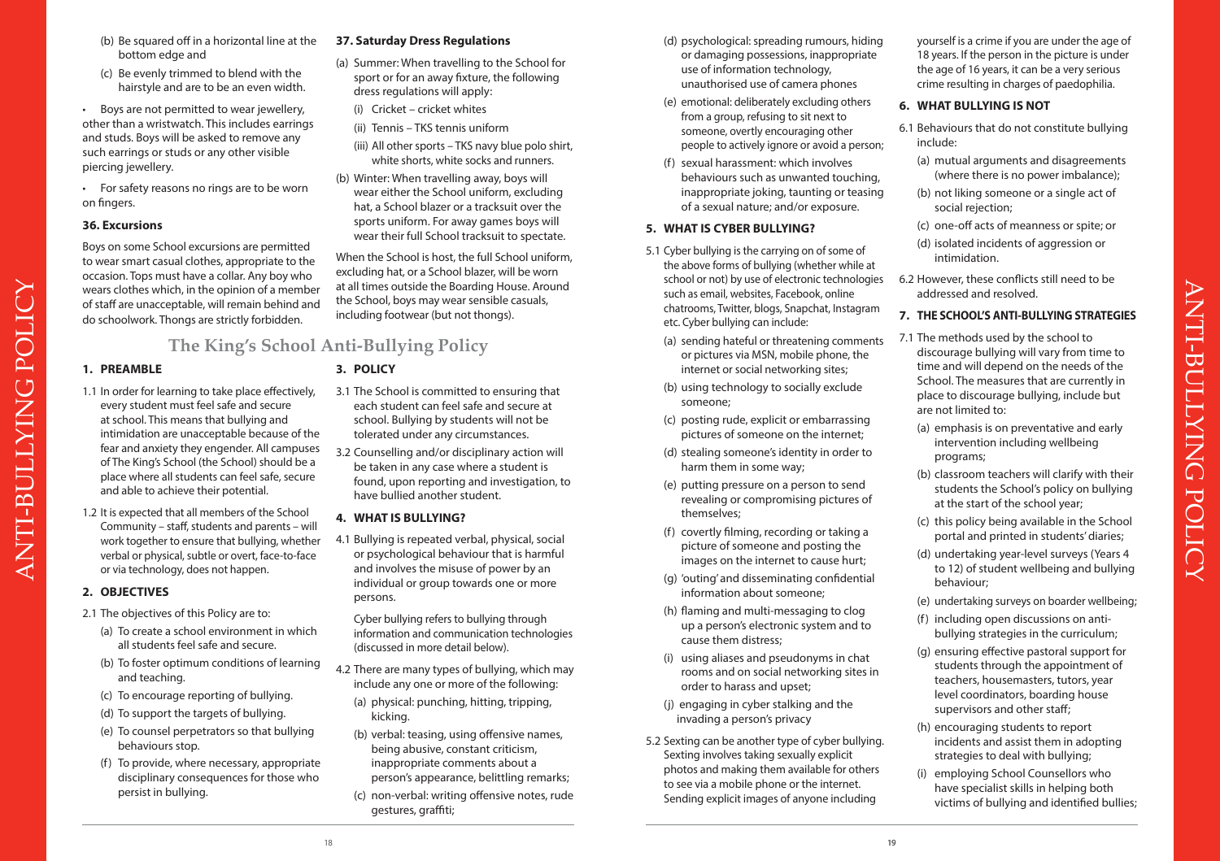(b) Be squared off in a horizontal line at the bottom edge and

(c) Be evenly trimmed to blend with the hairstyle and are to be an even width.

- Boys are not permitted to wear jewellery, other than a wristwatch. This includes earrings and studs. Boys will be asked to remove any such earrings or studs or any other visible piercing jewellery.
- For safety reasons no rings are to be worn on fingers.

**36. Excursions**

Boys on some School excursions are permitted to wear smart casual clothes, appropriate to the occasion. Tops must have a collar. Any boy who wears clothes which, in the opinion of a member of staff are unacceptable, will remain behind and do schoolwork. Thongs are strictly forbidden.

**37. Saturday Dress Regulations**

(a) Summer: When travelling to the School for sport or for an away fixture, the following dress regulations will apply:

(i) Cricket – cricket whites

(ii) Tennis – TKS tennis uniform

(iii) All other sports – TKS navy blue polo shirt, white shorts, white socks and runners.

(b) Winter: When travelling away, boys will wear either the School uniform, excluding hat, a School blazer or a tracksuit over the sports uniform. For away games boys will wear their full School tracksuit to spectate.

When the School is host, the full School uniform, excluding hat, or a School blazer, will be worn at all times outside the Boarding House. Around the School, boys may wear sensible casuals, including footwear (but not thongs).

# The King's School Anti-Bullying Policy

## 1. PREAMBLE

1.1 In order for learning to take place effectively, every student must feel safe and secure at school. This means that bullying and intimidation are unacceptable because of the fear and anxiety they engender. All campuses of The King's School (the School) should be a place where all students can feel safe, secure and able to achieve their potential.

1.2 It is expected that all members of the School Community – staff, students and parents – will work together to ensure that bullying, whether verbal or physical, subtle or overt, face-to-face or via technology, does not happen.

## 2. OBJECTIVES

2.1 The objectives of this Policy are to:

(a) To create a school environment in which all students feel safe and secure.

(b) To foster optimum conditions of learning and teaching.

(c) To encourage reporting of bullying.

(d) To support the targets of bullying.

(e) To counsel perpetrators so that bullying behaviours stop.

(f) To provide, where necessary, appropriate disciplinary consequences for those who persist in bullying.

## 3. POLICY

3.1 The School is committed to ensuring that each student can feel safe and secure at school. Bullying by students will not be tolerated under any circumstances.

3.2 Counselling and/or disciplinary action will be taken in any case where a student is found, upon reporting and investigation, to have bullied another student.

## 4. WHAT IS BULLYING?

4.1 Bullying is repeated verbal, physical, social or psychological behaviour that is harmful and involves the misuse of power by an individual or group towards one or more persons.

Cyber bullying refers to bullying through information and communication technologies (discussed in more detail below).

4.2 There are many types of bullying, which may include any one or more of the following:

(a) physical: punching, hitting, tripping, kicking.

(b) verbal: teasing, using offensive names, being abusive, constant criticism, inappropriate comments about a person's appearance, belittling remarks;

(c) non-verbal: writing offensive notes, rude gestures, graffiti;

(d) psychological: spreading rumours, hiding or damaging possessions, inappropriate use of information technology, unauthorised use of camera phones

(e) emotional: deliberately excluding others from a group, refusing to sit next to someone, overtly encouraging other people to actively ignore or avoid a person;

(f) sexual harassment: which involves behaviours such as unwanted touching, inappropriate joking, taunting or teasing of a sexual nature; and/or exposure.

## 5. WHAT IS CYBER BULLYING?

5.1 Cyber bullying is the carrying on of some of the above forms of bullying (whether while at school or not) by use of electronic technologies such as email, websites, Facebook, online chatrooms, Twitter, blogs, Snapchat, Instagram etc. Cyber bullying can include:

(a) sending hateful or threatening comments or pictures via MSN, mobile phone, the internet or social networking sites;

(b) using technology to socially exclude someone;

(c) posting rude, explicit or embarrassing pictures of someone on the internet;

(d) stealing someone's identity in order to harm them in some way;

(e) putting pressure on a person to send revealing or compromising pictures of themselves;

(f) covertly filming, recording or taking a picture of someone and posting the images on the internet to cause hurt;

(g) 'outing' and disseminating confidential information about someone;

(h) flaming and multi-messaging to clog up a person's electronic system and to cause them distress;

(i) using aliases and pseudonyms in chat rooms and on social networking sites in order to harass and upset;

(j) engaging in cyber stalking and the invading a person's privacy

5.2 Sexting can be another type of cyber bullying. Sexting involves taking sexually explicit photos and making them available for others to see via a mobile phone or the internet. Sending explicit images of anyone including yourself is a crime if you are under the age of 18 years. If the person in the picture is under the age of 16 years, it can be a very serious crime resulting in charges of paedophilia.

## 6. WHAT BULLYING IS NOT

6.1 Behaviours that do not constitute bullying include:

(a) mutual arguments and disagreements (where there is no power imbalance);

(b) not liking someone or a single act of social rejection;

(c) one-off acts of meanness or spite; or

(d) isolated incidents of aggression or intimidation.

6.2 However, these conflicts still need to be addressed and resolved.

## 7. THE SCHOOL'S ANTI-BULLYING STRATEGIES

7.1 The methods used by the school to discourage bullying will vary from time to time and will depend on the needs of the School. The measures that are currently in place to discourage bullying, include but are not limited to:

(a) emphasis is on preventative and early intervention including wellbeing programs;

(b) classroom teachers will clarify with their students the School's policy on bullying at the start of the school year;

(c) this policy being available in the School portal and printed in students' diaries;

(d) undertaking year-level surveys (Years 4 to 12) of student wellbeing and bullying behaviour;

(e) undertaking surveys on boarder wellbeing;

(f) including open discussions on anti-bullying strategies in the curriculum;

(g) ensuring effective pastoral support for students through the appointment of teachers, housemasters, tutors, year level coordinators, boarding house supervisors and other staff;

(h) encouraging students to report incidents and assist them in adopting strategies to deal with bullying;

(i) employing School Counsellors who have specialist skills in helping both victims of bullying and identified bullies;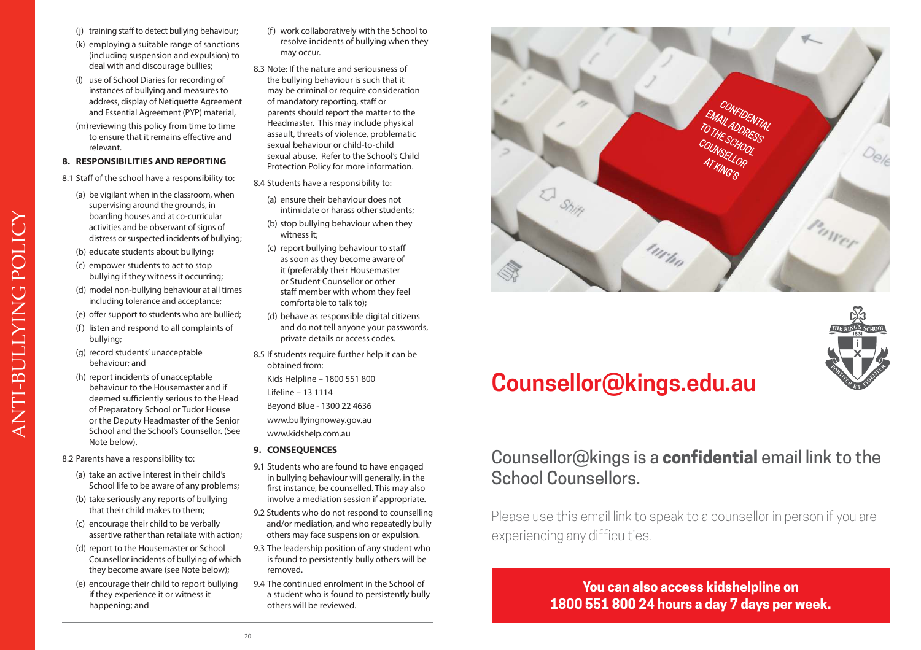(j) training staff to detect bullying behaviour;

(k) employing a suitable range of sanctions (including suspension and expulsion) to deal with and discourage bullies;

(l) use of School Diaries for recording of instances of bullying and measures to address, display of Netiquette Agreement and Essential Agreement (PYP) material,

(m) reviewing this policy from time to time to ensure that it remains effective and relevant.

## 8. RESPONSIBILITIES AND REPORTING

8.1 Staff of the school have a responsibility to:

(a) be vigilant when in the classroom, when supervising around the grounds, in boarding houses and at co-curricular activities and be observant of signs of distress or suspected incidents of bullying;

(b) educate students about bullying;

(c) empower students to act to stop bullying if they witness it occurring;

(d) model non-bullying behaviour at all times including tolerance and acceptance;

(e) offer support to students who are bullied;

(f) listen and respond to all complaints of bullying;

(g) record students' unacceptable behaviour; and

(h) report incidents of unacceptable behaviour to the Housemaster and if deemed sufficiently serious to the Head of Preparatory School or Tudor House or the Deputy Headmaster of the Senior School and the School's Counsellor. (See Note below).

8.2 Parents have a responsibility to:

(a) take an active interest in their child's School life to be aware of any problems;

(b) take seriously any reports of bullying that their child makes to them;

(c) encourage their child to be verbally assertive rather than retaliate with action;

(d) report to the Housemaster or School Counsellor incidents of bullying of which they become aware (see Note below);

(e) encourage their child to report bullying if they experience it or witness it happening; and

(f) work collaboratively with the School to resolve incidents of bullying when they may occur.

8.3 Note: If the nature and seriousness of the bullying behaviour is such that it may be criminal or require consideration of mandatory reporting, staff or parents should report the matter to the Headmaster. This may include physical assault, threats of violence, problematic sexual behaviour or child-to-child sexual abuse. Refer to the School's Child Protection Policy for more information.

8.4 Students have a responsibility to:

(a) ensure their behaviour does not intimidate or harass other students;

(b) stop bullying behaviour when they witness it;

(c) report bullying behaviour to staff as soon as they become aware of it (preferably their Housemaster or Student Counsellor or other staff member with whom they feel comfortable to talk to);

(d) behave as responsible digital citizens and do not tell anyone your passwords, private details or access codes.

8.5 If students require further help it can be obtained from:

Kids Helpline – 1800 551 800

Lifeline – 13 1114

Beyond Blue - 1300 22 4636

www.bullyingnoway.gov.au

www.kidshelp.com.au

## 9. CONSEQUENCES

9.1 Students who are found to have engaged in bullying behaviour will generally, in the first instance, be counselled. This may also involve a mediation session if appropriate.

9.2 Students who do not respond to counselling and/or mediation, and who repeatedly bully others may face suspension or expulsion.

9.3 The leadership position of any student who is found to persistently bully others will be removed.

9.4 The continued enrolment in the School of a student who is found to persistently bully others will be reviewed.

# Counsellor@kings.edu.au

Counsellor@kings is a **confidential** email link to the School Counsellors.

Please use this email link to speak to a counsellor in person if you are experiencing any difficulties.

**You can also access kidshelpline on 1800 551 800 24 hours a day 7 days per week.**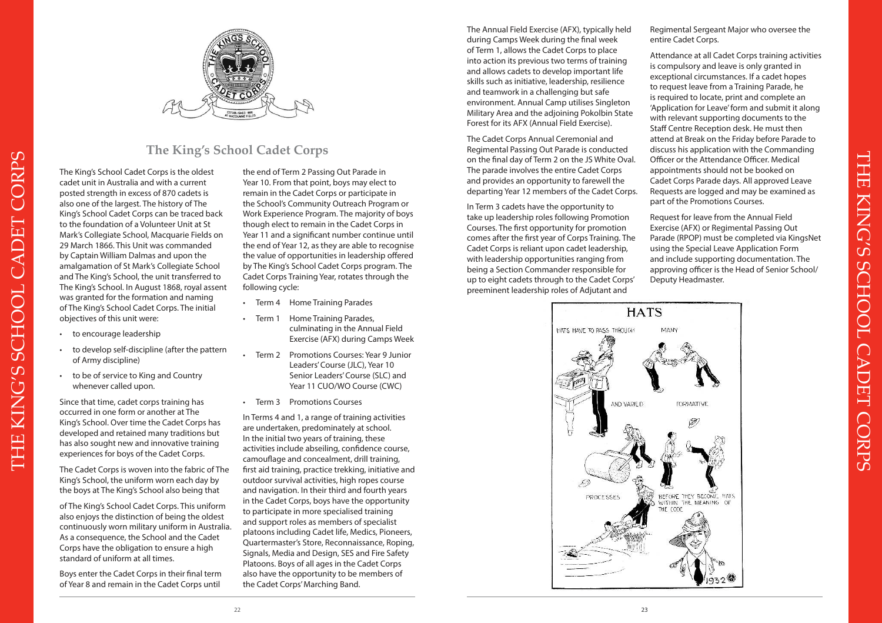## The King's School Cadet Corps

The King's School Cadet Corps is the oldest cadet unit in Australia and with a current posted strength in excess of 870 cadets is also one of the largest. The history of The King's School Cadet Corps can be traced back to the foundation of a Volunteer Unit at St Mark's Collegiate School, Macquarie Fields on 29 March 1866. This Unit was commanded by Captain William Dalmas and upon the amalgamation of St Mark's Collegiate School and The King's School, the unit transferred to The King's School. In August 1868, royal assent was granted for the formation and naming of The King's School Cadet Corps. The initial objectives of this unit were:

- to encourage leadership
- to develop self-discipline (after the pattern of Army discipline)
- to be of service to King and Country whenever called upon.

Since that time, cadet corps training has occurred in one form or another at The King's School. Over time the Cadet Corps has developed and retained many traditions but has also sought new and innovative training experiences for boys of the Cadet Corps.

The Cadet Corps is woven into the fabric of The King's School, the uniform worn each day by the boys at The King's School also being that of The King's School Cadet Corps. This uniform also enjoys the distinction of being the oldest continuously worn military uniform in Australia. As a consequence, the School and the Cadet Corps have the obligation to ensure a high standard of uniform at all times.

Boys enter the Cadet Corps in their final term of Year 8 and remain in the Cadet Corps until the end of Term 2 Passing Out Parade in Year 10. From that point, boys may elect to remain in the Cadet Corps or participate in the School's Community Outreach Program or Work Experience Program. The majority of boys though elect to remain in the Cadet Corps in Year 11 and a significant number continue until the end of Year 12, as they are able to recognise the value of opportunities in leadership offered by The King's School Cadet Corps program. The Cadet Corps Training Year, rotates through the following cycle:

- Term 4 Home Training Parades
- Term 1 Home Training Parades, culminating in the Annual Field Exercise (AFX) during Camps Week
- Term 2 Promotions Courses: Year 9 Junior Leaders' Course (JLC), Year 10 Senior Leaders' Course (SLC) and Year 11 CUO/WO Course (CWC)
- Term 3 Promotions Courses

In Terms 4 and 1, a range of training activities are undertaken, predominately at school. In the initial two years of training, these activities include abseiling, confidence course, camouflage and concealment, drill training, first aid training, practice trekking, initiative and outdoor survival activities, high ropes course and navigation. In their third and fourth years in the Cadet Corps, boys have the opportunity to participate in more specialised training and support roles as members of specialist platoons including Cadet life, Medics, Pioneers, Quartermaster's Store, Reconnaissance, Roping, Signals, Media and Design, SES and Fire Safety Platoons. Boys of all ages in the Cadet Corps also have the opportunity to be members of the Cadet Corps' Marching Band.

The Annual Field Exercise (AFX), typically held during Camps Week during the final week of Term 1, allows the Cadet Corps to place into action its previous two terms of training and allows cadets to develop important life skills such as initiative, leadership, resilience and teamwork in a challenging but safe environment. Annual Camp utilises Singleton Military Area and the adjoining Pokolbin State Forest for its AFX (Annual Field Exercise).

The Cadet Corps Annual Ceremonial and Regimental Passing Out Parade is conducted on the final day of Term 2 on the JS White Oval. The parade involves the entire Cadet Corps and provides an opportunity to farewell the departing Year 12 members of the Cadet Corps.

In Term 3 cadets have the opportunity to take up leadership roles following Promotion Courses. The first opportunity for promotion comes after the first year of Corps Training. The Cadet Corps is reliant upon cadet leadership, with leadership opportunities ranging from being a Section Commander responsible for up to eight cadets through to the Cadet Corps' preeminent leadership roles of Adjutant and Regimental Sergeant Major who oversee the entire Cadet Corps.

Attendance at all Cadet Corps training activities is compulsory and leave is only granted in exceptional circumstances. If a cadet hopes to request leave from a Training Parade, he is required to locate, print and complete an 'Application for Leave' form and submit it along with relevant supporting documents to the Staff Centre Reception desk. He must then attend at Break on the Friday before Parade to discuss his application with the Commanding Officer or the Attendance Officer. Medical appointments should not be booked on Cadet Corps Parade days. All approved Leave Requests are logged and may be examined as part of the Promotions Courses.

Request for leave from the Annual Field Exercise (AFX) or Regimental Passing Out Parade (RPOP) must be completed via KingsNet using the Special Leave Application Form and include supporting documentation. The approving officer is the Head of Senior School/ Deputy Headmaster.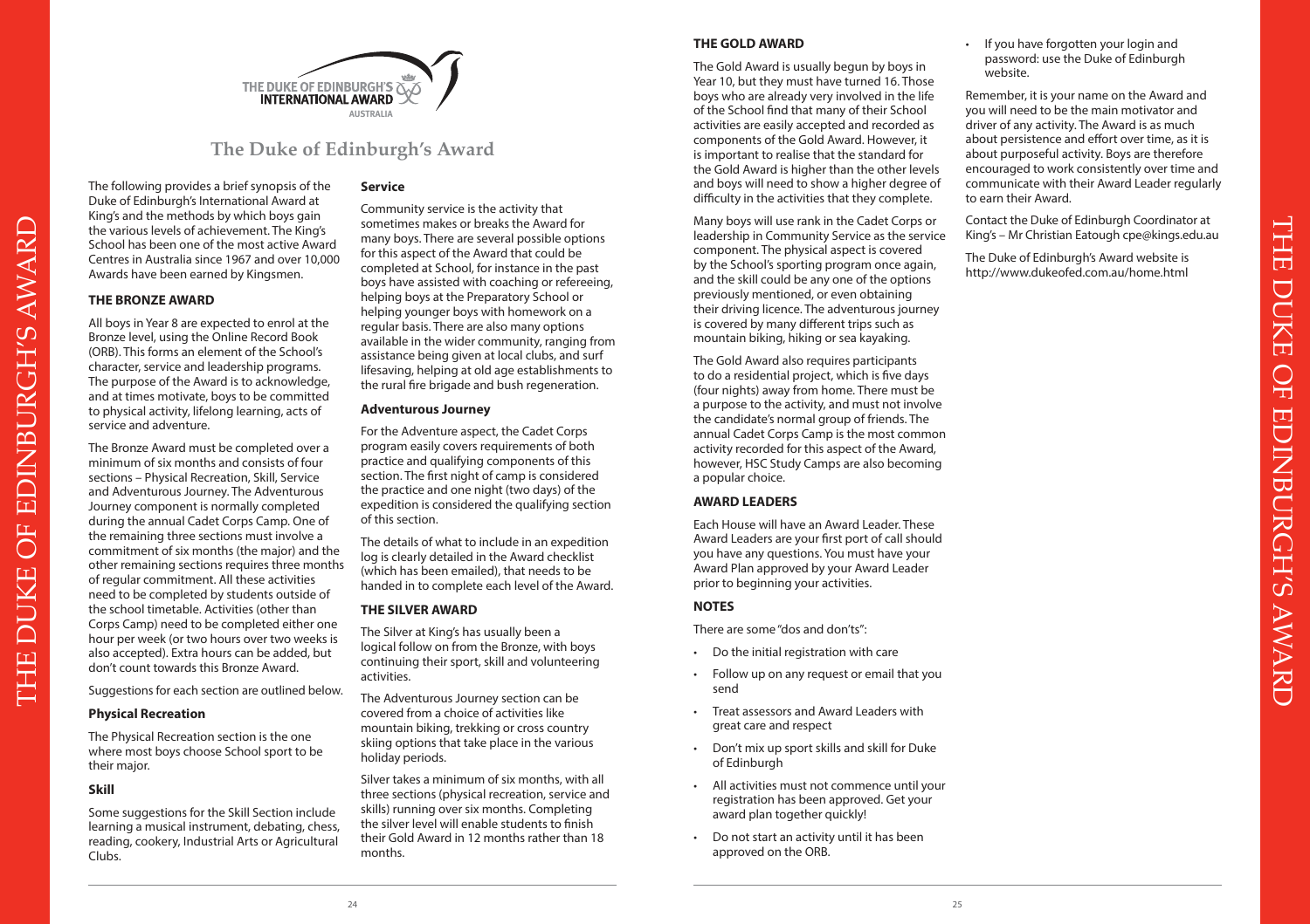# The Duke of Edinburgh's Award

The following provides a brief synopsis of the Duke of Edinburgh's International Award at King's and the methods by which boys gain the various levels of achievement. The King's School has been one of the most active Award Centres in Australia since 1967 and over 10,000 Awards have been earned by Kingsmen.

## THE BRONZE AWARD

All boys in Year 8 are expected to enrol at the Bronze level, using the Online Record Book (ORB). This forms an element of the School's character, service and leadership programs. The purpose of the Award is to acknowledge, and at times motivate, boys to be committed to physical activity, lifelong learning, acts of service and adventure.

The Bronze Award must be completed over a minimum of six months and consists of four sections – Physical Recreation, Skill, Service and Adventurous Journey. The Adventurous Journey component is normally completed during the annual Cadet Corps Camp. One of the remaining three sections must involve a commitment of six months (the major) and the other remaining sections requires three months of regular commitment. All these activities need to be completed by students outside of the school timetable. Activities (other than Corps Camp) need to be completed either one hour per week (or two hours over two weeks is also accepted). Extra hours can be added, but don't count towards this Bronze Award.

Suggestions for each section are outlined below.

### Physical Recreation

The Physical Recreation section is the one where most boys choose School sport to be their major.

### Skill

Some suggestions for the Skill Section include learning a musical instrument, debating, chess, reading, cookery, Industrial Arts or Agricultural Clubs.

### Service

Community service is the activity that sometimes makes or breaks the Award for many boys. There are several possible options for this aspect of the Award that could be completed at School, for instance in the past boys have assisted with coaching or refereeing, helping boys at the Preparatory School or helping younger boys with homework on a regular basis. There are also many options available in the wider community, ranging from assistance being given at local clubs, and surf lifesaving, helping at old age establishments to the rural fire brigade and bush regeneration.

### Adventurous Journey

For the Adventure aspect, the Cadet Corps program easily covers requirements of both practice and qualifying components of this section. The first night of camp is considered the practice and one night (two days) of the expedition is considered the qualifying section of this section.

The details of what to include in an expedition log is clearly detailed in the Award checklist (which has been emailed), that needs to be handed in to complete each level of the Award.

## THE SILVER AWARD

The Silver at King's has usually been a logical follow on from the Bronze, with boys continuing their sport, skill and volunteering activities.

The Adventurous Journey section can be covered from a choice of activities like mountain biking, trekking or cross country skiing options that take place in the various holiday periods.

Silver takes a minimum of six months, with all three sections (physical recreation, service and skills) running over six months. Completing the silver level will enable students to finish their Gold Award in 12 months rather than 18 months.

## THE GOLD AWARD

The Gold Award is usually begun by boys in Year 10, but they must have turned 16. Those boys who are already very involved in the life of the School find that many of their School activities are easily accepted and recorded as components of the Gold Award. However, it is important to realise that the standard for the Gold Award is higher than the other levels and boys will need to show a higher degree of difficulty in the activities that they complete.

Many boys will use rank in the Cadet Corps or leadership in Community Service as the service component. The physical aspect is covered by the School's sporting program once again, and the skill could be any one of the options previously mentioned, or even obtaining their driving licence. The adventurous journey is covered by many different trips such as mountain biking, hiking or sea kayaking.

The Gold Award also requires participants to do a residential project, which is five days (four nights) away from home. There must be a purpose to the activity, and must not involve the candidate's normal group of friends. The annual Cadet Corps Camp is the most common activity recorded for this aspect of the Award, however, HSC Study Camps are also becoming a popular choice.

## AWARD LEADERS

Each House will have an Award Leader. These Award Leaders are your first port of call should you have any questions. You must have your Award Plan approved by your Award Leader prior to beginning your activities.

## NOTES

There are some "dos and don'ts":

- Do the initial registration with care
- Follow up on any request or email that you send
- Treat assessors and Award Leaders with great care and respect
- Don't mix up sport skills and skill for Duke of Edinburgh
- All activities must not commence until your registration has been approved. Get your award plan together quickly!
- Do not start an activity until it has been approved on the ORB.
- If you have forgotten your login and password: use the Duke of Edinburgh website.

Remember, it is your name on the Award and you will need to be the main motivator and driver of any activity. The Award is as much about persistence and effort over time, as it is about purposeful activity. Boys are therefore encouraged to work consistently over time and communicate with their Award Leader regularly to earn their Award.

Contact the Duke of Edinburgh Coordinator at King's – Mr Christian Eatough cpe@kings.edu.au

The Duke of Edinburgh's Award website is http://www.dukeofed.com.au/home.html